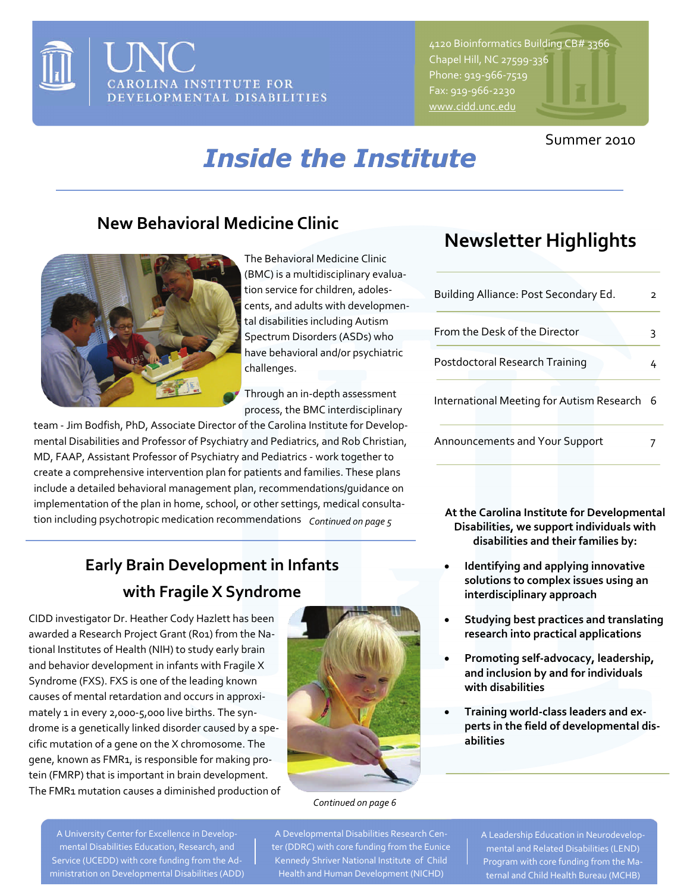# UNC CAROLINA INSTITUTE FOR DEVELOPMENTAL DISABILITIES

4120 Bioinformatics Building CB# 3366
Chapel Hill, NC 27599-336
Phone: 919-966-7519
Fax: 919-966-2230
www.cidd.unc.edu

Summer 2010

# *Inside the Institute*

## New Behavioral Medicine Clinic

The Behavioral Medicine Clinic (BMC) is a multidisciplinary evaluation service for children, adolescents, and adults with developmental disabilities including Autism Spectrum Disorders (ASDs) who have behavioral and/or psychiatric challenges.

Through an in-depth assessment process, the BMC interdisciplinary team - Jim Bodfish, PhD, Associate Director of the Carolina Institute for Developmental Disabilities and Professor of Psychiatry and Pediatrics, and Rob Christian, MD, FAAP, Assistant Professor of Psychiatry and Pediatrics - work together to create a comprehensive intervention plan for patients and families. These plans include a detailed behavioral management plan, recommendations/guidance on implementation of the plan in home, school, or other settings, medical consultation including psychotropic medication recommendations *Continued on page 5*

## Early Brain Development in Infants with Fragile X Syndrome

CIDD investigator Dr. Heather Cody Hazlett has been awarded a Research Project Grant (R01) from the National Institutes of Health (NIH) to study early brain and behavior development in infants with Fragile X Syndrome (FXS). FXS is one of the leading known causes of mental retardation and occurs in approximately 1 in every 2,000-5,000 live births. The syndrome is a genetically linked disorder caused by a specific mutation of a gene on the X chromosome. The gene, known as FMR1, is responsible for making protein (FMRP) that is important in brain development. The FMR1 mutation causes a diminished production of

*Continued on page 6*

## Newsletter Highlights

| | |
|---|---|
| Building Alliance: Post Secondary Ed. | 2 |
| From the Desk of the Director | 3 |
| Postdoctoral Research Training | 4 |
| International Meeting for Autism Research | 6 |
| Announcements and Your Support | 7 |

**At the Carolina Institute for Developmental Disabilities, we support individuals with disabilities and their families by:**

- **Identifying and applying innovative solutions to complex issues using an interdisciplinary approach**
- **Studying best practices and translating research into practical applications**
- **Promoting self-advocacy, leadership, and inclusion by and for individuals with disabilities**
- **Training world-class leaders and experts in the field of developmental disabilities**

A University Center for Excellence in Developmental Disabilities Education, Research, and Service (UCEDD) with core funding from the Administration on Developmental Disabilities (ADD)

A Developmental Disabilities Research Center (DDRC) with core funding from the Eunice Kennedy Shriver National Institute of Child Health and Human Development (NICHD)

A Leadership Education in Neurodevelopmental and Related Disabilities (LEND) Program with core funding from the Maternal and Child Health Bureau (MCHB)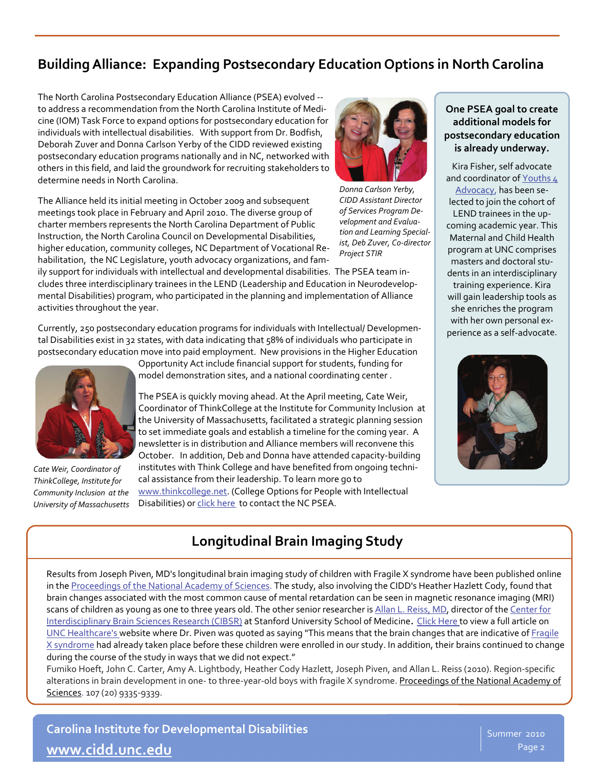## Building Alliance: Expanding Postsecondary Education Options in North Carolina

The North Carolina Postsecondary Education Alliance (PSEA) evolved -- to address a recommendation from the North Carolina Institute of Medicine (IOM) Task Force to expand options for postsecondary education for individuals with intellectual disabilities. With support from Dr. Bodfish, Deborah Zuver and Donna Carlson Yerby of the CIDD reviewed existing postsecondary education programs nationally and in NC, networked with others in this field, and laid the groundwork for recruiting stakeholders to determine needs in North Carolina.

*Donna Carlson Yerby, CIDD Assistant Director of Services Program Development and Evaluation and Learning Specialist, Deb Zuver, Co-director Project STIR*

The Alliance held its initial meeting in October 2009 and subsequent meetings took place in February and April 2010. The diverse group of charter members represents the North Carolina Department of Public Instruction, the North Carolina Council on Developmental Disabilities, higher education, community colleges, NC Department of Vocational Rehabilitation, the NC Legislature, youth advocacy organizations, and family support for individuals with intellectual and developmental disabilities. The PSEA team includes three interdisciplinary trainees in the LEND (Leadership and Education in Neurodevelopmental Disabilities) program, who participated in the planning and implementation of Alliance activities throughout the year.

Currently, 250 postsecondary education programs for individuals with Intellectual/ Developmental Disabilities exist in 32 states, with data indicating that 58% of individuals who participate in postsecondary education move into paid employment. New provisions in the Higher Education Opportunity Act include financial support for students, funding for model demonstration sites, and a national coordinating center .

The PSEA is quickly moving ahead. At the April meeting, Cate Weir, Coordinator of ThinkCollege at the Institute for Community Inclusion at the University of Massachusetts, facilitated a strategic planning session to set immediate goals and establish a timeline for the coming year. A newsletter is in distribution and Alliance members will reconvene this October. In addition, Deb and Donna have attended capacity-building institutes with Think College and have benefited from ongoing technical assistance from their leadership. To learn more go to www.thinkcollege.net. (College Options for People with Intellectual Disabilities) or click here to contact the NC PSEA.

*Cate Weir, Coordinator of ThinkCollege, Institute for Community Inclusion at the University of Massachusetts*

**One PSEA goal to create additional models for postsecondary education is already underway.**

Kira Fisher, self advocate and coordinator of Youths 4 Advocacy, has been selected to join the cohort of LEND trainees in the upcoming academic year. This Maternal and Child Health program at UNC comprises masters and doctoral students in an interdisciplinary training experience. Kira will gain leadership tools as she enriches the program with her own personal experience as a self-advocate.

## Longitudinal Brain Imaging Study

Results from Joseph Piven, MD's longitudinal brain imaging study of children with Fragile X syndrome have been published online in the Proceedings of the National Academy of Sciences. The study, also involving the CIDD's Heather Hazlett Cody, found that brain changes associated with the most common cause of mental retardation can be seen in magnetic resonance imaging (MRI) scans of children as young as one to three years old. The other senior researcher is Allan L. Reiss, MD, director of the Center for Interdisciplinary Brain Sciences Research (CIBSR) at Stanford University School of Medicine. Click Here to view a full article on UNC Healthcare's website where Dr. Piven was quoted as saying "This means that the brain changes that are indicative of Fragile X syndrome had already taken place before these children were enrolled in our study. In addition, their brains continued to change during the course of the study in ways that we did not expect."

Fumiko Hoeft, John C. Carter, Amy A. Lightbody, Heather Cody Hazlett, Joseph Piven, and Allan L. Reiss (2010). Region-specific alterations in brain development in one- to three-year-old boys with fragile X syndrome. Proceedings of the National Academy of Sciences. 107 (20) 9335-9339.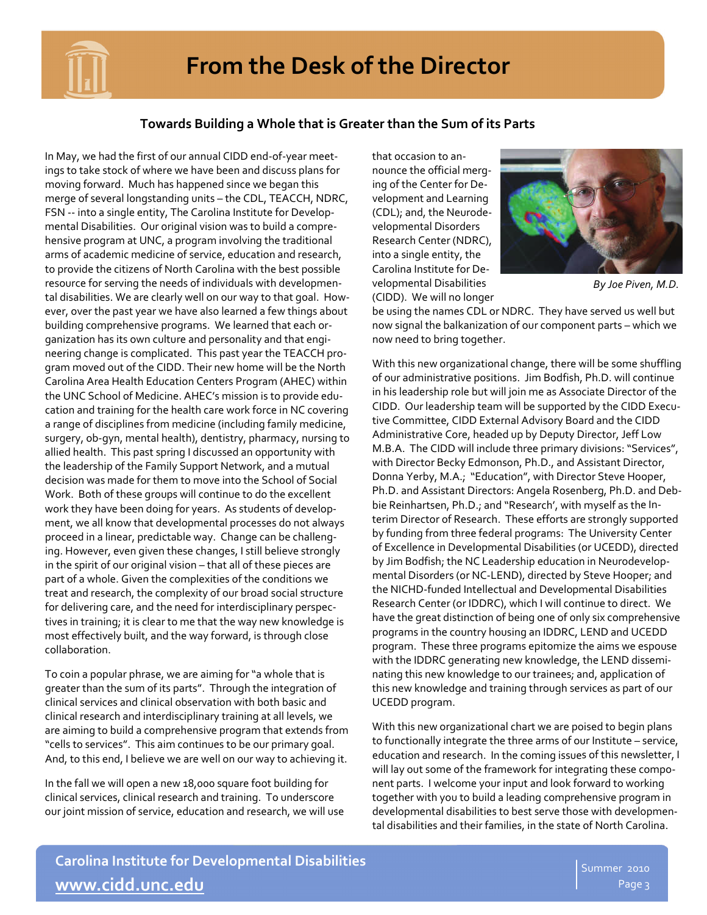# From the Desk of the Director

### Towards Building a Whole that is Greater than the Sum of its Parts

In May, we had the first of our annual CIDD end-of-year meetings to take stock of where we have been and discuss plans for moving forward. Much has happened since we began this merge of several longstanding units – the CDL, TEACCH, NDRC, FSN -- into a single entity, The Carolina Institute for Developmental Disabilities. Our original vision was to build a comprehensive program at UNC, a program involving the traditional arms of academic medicine of service, education and research, to provide the citizens of North Carolina with the best possible resource for serving the needs of individuals with developmental disabilities. We are clearly well on our way to that goal. However, over the past year we have also learned a few things about building comprehensive programs. We learned that each organization has its own culture and personality and that engineering change is complicated. This past year the TEACCH program moved out of the CIDD. Their new home will be the North Carolina Area Health Education Centers Program (AHEC) within the UNC School of Medicine. AHEC's mission is to provide education and training for the health care work force in NC covering a range of disciplines from medicine (including family medicine, surgery, ob-gyn, mental health), dentistry, pharmacy, nursing to allied health. This past spring I discussed an opportunity with the leadership of the Family Support Network, and a mutual decision was made for them to move into the School of Social Work. Both of these groups will continue to do the excellent work they have been doing for years. As students of development, we all know that developmental processes do not always proceed in a linear, predictable way. Change can be challenging. However, even given these changes, I still believe strongly in the spirit of our original vision – that all of these pieces are part of a whole. Given the complexities of the conditions we treat and research, the complexity of our broad social structure for delivering care, and the need for interdisciplinary perspectives in training; it is clear to me that the way new knowledge is most effectively built, and the way forward, is through close collaboration.

To coin a popular phrase, we are aiming for "a whole that is greater than the sum of its parts". Through the integration of clinical services and clinical observation with both basic and clinical research and interdisciplinary training at all levels, we are aiming to build a comprehensive program that extends from "cells to services". This aim continues to be our primary goal. And, to this end, I believe we are well on our way to achieving it.

In the fall we will open a new 18,000 square foot building for clinical services, clinical research and training. To underscore our joint mission of service, education and research, we will use that occasion to announce the official merging of the Center for Development and Learning (CDL); and, the Neurodevelopmental Disorders Research Center (NDRC), into a single entity, the Carolina Institute for Developmental Disabilities (CIDD). We will no longer be using the names CDL or NDRC. They have served us well but now signal the balkanization of our component parts – which we now need to bring together.

*By Joe Piven, M.D.*

With this new organizational change, there will be some shuffling of our administrative positions. Jim Bodfish, Ph.D. will continue in his leadership role but will join me as Associate Director of the CIDD. Our leadership team will be supported by the CIDD Executive Committee, CIDD External Advisory Board and the CIDD Administrative Core, headed up by Deputy Director, Jeff Low M.B.A. The CIDD will include three primary divisions: "Services", with Director Becky Edmonson, Ph.D., and Assistant Director, Donna Yerby, M.A.; "Education", with Director Steve Hooper, Ph.D. and Assistant Directors: Angela Rosenberg, Ph.D. and Debbie Reinhartsen, Ph.D.; and "Research', with myself as the Interim Director of Research. These efforts are strongly supported by funding from three federal programs: The University Center of Excellence in Developmental Disabilities (or UCEDD), directed by Jim Bodfish; the NC Leadership education in Neurodevelopmental Disorders (or NC-LEND), directed by Steve Hooper; and the NICHD-funded Intellectual and Developmental Disabilities Research Center (or IDDRC), which I will continue to direct. We have the great distinction of being one of only six comprehensive programs in the country housing an IDDRC, LEND and UCEDD program. These three programs epitomize the aims we espouse with the IDDRC generating new knowledge, the LEND disseminating this new knowledge to our trainees; and, application of this new knowledge and training through services as part of our UCEDD program.

With this new organizational chart we are poised to begin plans to functionally integrate the three arms of our Institute – service, education and research. In the coming issues of this newsletter, I will lay out some of the framework for integrating these component parts. I welcome your input and look forward to working together with you to build a leading comprehensive program in developmental disabilities to best serve those with developmental disabilities and their families, in the state of North Carolina.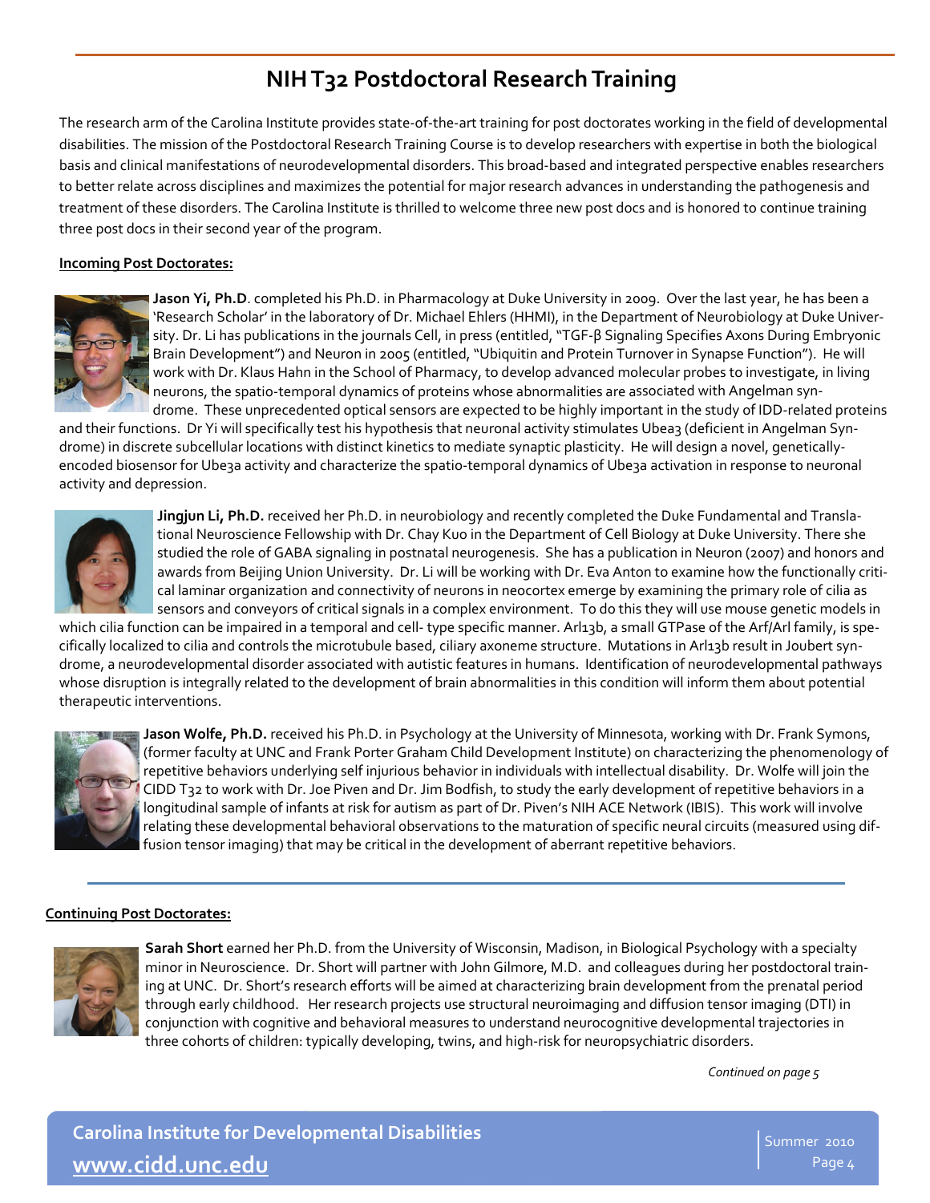# NIH T32 Postdoctoral Research Training

The research arm of the Carolina Institute provides state-of-the-art training for post doctorates working in the field of developmental disabilities. The mission of the Postdoctoral Research Training Course is to develop researchers with expertise in both the biological basis and clinical manifestations of neurodevelopmental disorders. This broad-based and integrated perspective enables researchers to better relate across disciplines and maximizes the potential for major research advances in understanding the pathogenesis and treatment of these disorders. The Carolina Institute is thrilled to welcome three new post docs and is honored to continue training three post docs in their second year of the program.

**Incoming Post Doctorates:**

**Jason Yi, Ph.D**. completed his Ph.D. in Pharmacology at Duke University in 2009. Over the last year, he has been a 'Research Scholar' in the laboratory of Dr. Michael Ehlers (HHMI), in the Department of Neurobiology at Duke University. Dr. Li has publications in the journals Cell, in press (entitled, "TGF-β Signaling Specifies Axons During Embryonic Brain Development") and Neuron in 2005 (entitled, "Ubiquitin and Protein Turnover in Synapse Function"). He will work with Dr. Klaus Hahn in the School of Pharmacy, to develop advanced molecular probes to investigate, in living neurons, the spatio-temporal dynamics of proteins whose abnormalities are associated with Angelman syndrome. These unprecedented optical sensors are expected to be highly important in the study of IDD-related proteins and their functions. Dr Yi will specifically test his hypothesis that neuronal activity stimulates Ubea3 (deficient in Angelman Syndrome) in discrete subcellular locations with distinct kinetics to mediate synaptic plasticity. He will design a novel, genetically-encoded biosensor for Ube3a activity and characterize the spatio-temporal dynamics of Ube3a activation in response to neuronal activity and depression.

**Jingjun Li, Ph.D.** received her Ph.D. in neurobiology and recently completed the Duke Fundamental and Translational Neuroscience Fellowship with Dr. Chay Kuo in the Department of Cell Biology at Duke University. There she studied the role of GABA signaling in postnatal neurogenesis. She has a publication in Neuron (2007) and honors and awards from Beijing Union University. Dr. Li will be working with Dr. Eva Anton to examine how the functionally critical laminar organization and connectivity of neurons in neocortex emerge by examining the primary role of cilia as sensors and conveyors of critical signals in a complex environment. To do this they will use mouse genetic models in which cilia function can be impaired in a temporal and cell- type specific manner. Arl13b, a small GTPase of the Arf/Arl family, is specifically localized to cilia and controls the microtubule based, ciliary axoneme structure. Mutations in Arl13b result in Joubert syndrome, a neurodevelopmental disorder associated with autistic features in humans. Identification of neurodevelopmental pathways whose disruption is integrally related to the development of brain abnormalities in this condition will inform them about potential therapeutic interventions.

**Jason Wolfe, Ph.D.** received his Ph.D. in Psychology at the University of Minnesota, working with Dr. Frank Symons, (former faculty at UNC and Frank Porter Graham Child Development Institute) on characterizing the phenomenology of repetitive behaviors underlying self injurious behavior in individuals with intellectual disability. Dr. Wolfe will join the CIDD T32 to work with Dr. Joe Piven and Dr. Jim Bodfish, to study the early development of repetitive behaviors in a longitudinal sample of infants at risk for autism as part of Dr. Piven's NIH ACE Network (IBIS). This work will involve relating these developmental behavioral observations to the maturation of specific neural circuits (measured using diffusion tensor imaging) that may be critical in the development of aberrant repetitive behaviors.

**Continuing Post Doctorates:**

**Sarah Short** earned her Ph.D. from the University of Wisconsin, Madison, in Biological Psychology with a specialty minor in Neuroscience. Dr. Short will partner with John Gilmore, M.D. and colleagues during her postdoctoral training at UNC. Dr. Short's research efforts will be aimed at characterizing brain development from the prenatal period through early childhood. Her research projects use structural neuroimaging and diffusion tensor imaging (DTI) in conjunction with cognitive and behavioral measures to understand neurocognitive developmental trajectories in three cohorts of children: typically developing, twins, and high-risk for neuropsychiatric disorders.

*Continued on page 5*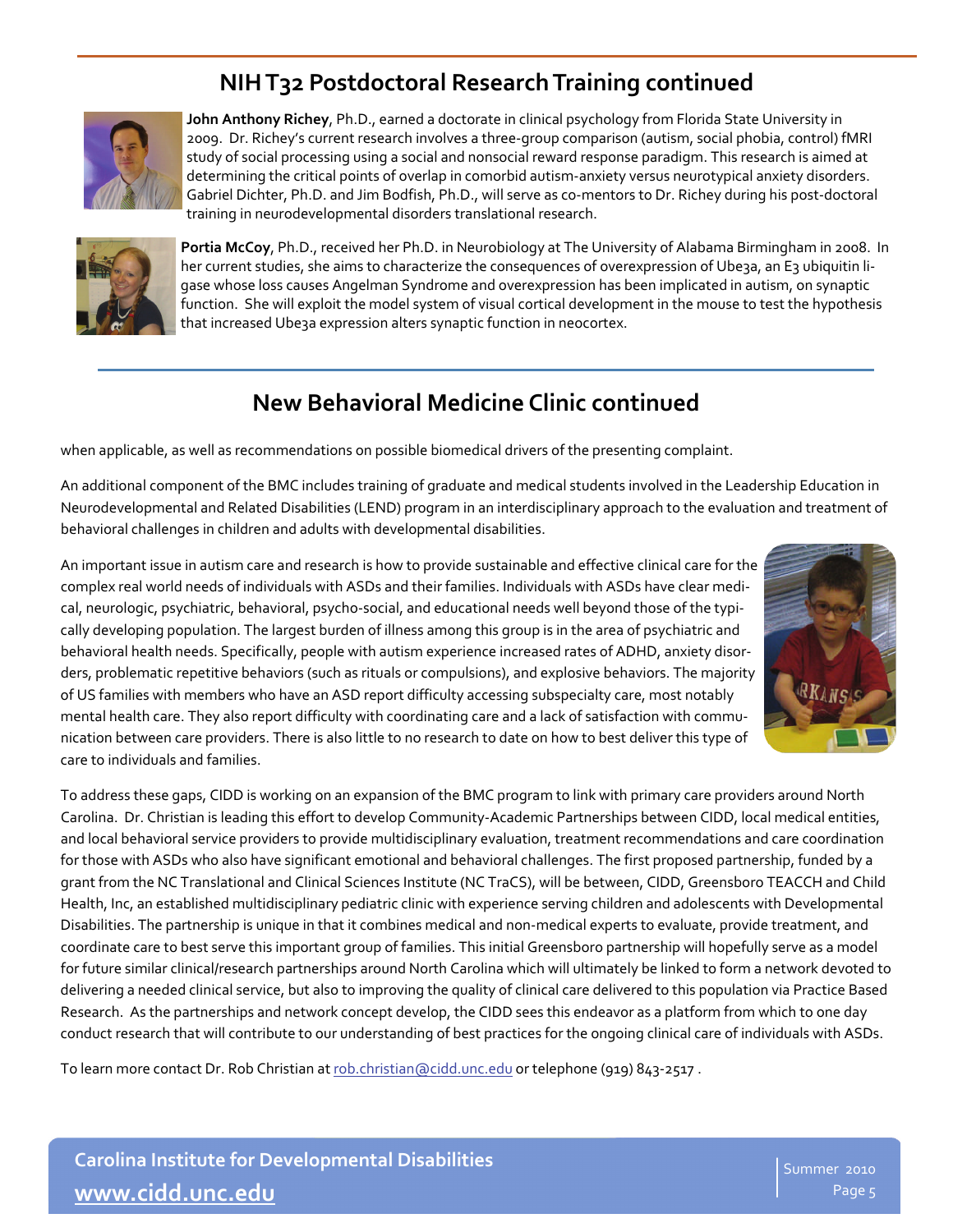## NIH T32 Postdoctoral Research Training continued

**John Anthony Richey**, Ph.D., earned a doctorate in clinical psychology from Florida State University in 2009. Dr. Richey's current research involves a three-group comparison (autism, social phobia, control) fMRI study of social processing using a social and nonsocial reward response paradigm. This research is aimed at determining the critical points of overlap in comorbid autism-anxiety versus neurotypical anxiety disorders. Gabriel Dichter, Ph.D. and Jim Bodfish, Ph.D., will serve as co-mentors to Dr. Richey during his post-doctoral training in neurodevelopmental disorders translational research.

**Portia McCoy**, Ph.D., received her Ph.D. in Neurobiology at The University of Alabama Birmingham in 2008. In her current studies, she aims to characterize the consequences of overexpression of Ube3a, an E3 ubiquitin ligase whose loss causes Angelman Syndrome and overexpression has been implicated in autism, on synaptic function. She will exploit the model system of visual cortical development in the mouse to test the hypothesis that increased Ube3a expression alters synaptic function in neocortex.

## New Behavioral Medicine Clinic continued

when applicable, as well as recommendations on possible biomedical drivers of the presenting complaint.

An additional component of the BMC includes training of graduate and medical students involved in the Leadership Education in Neurodevelopmental and Related Disabilities (LEND) program in an interdisciplinary approach to the evaluation and treatment of behavioral challenges in children and adults with developmental disabilities.

An important issue in autism care and research is how to provide sustainable and effective clinical care for the complex real world needs of individuals with ASDs and their families. Individuals with ASDs have clear medical, neurologic, psychiatric, behavioral, psycho-social, and educational needs well beyond those of the typically developing population. The largest burden of illness among this group is in the area of psychiatric and behavioral health needs. Specifically, people with autism experience increased rates of ADHD, anxiety disorders, problematic repetitive behaviors (such as rituals or compulsions), and explosive behaviors. The majority of US families with members who have an ASD report difficulty accessing subspecialty care, most notably mental health care. They also report difficulty with coordinating care and a lack of satisfaction with communication between care providers. There is also little to no research to date on how to best deliver this type of care to individuals and families.

To address these gaps, CIDD is working on an expansion of the BMC program to link with primary care providers around North Carolina. Dr. Christian is leading this effort to develop Community-Academic Partnerships between CIDD, local medical entities, and local behavioral service providers to provide multidisciplinary evaluation, treatment recommendations and care coordination for those with ASDs who also have significant emotional and behavioral challenges. The first proposed partnership, funded by a grant from the NC Translational and Clinical Sciences Institute (NC TraCS), will be between, CIDD, Greensboro TEACCH and Child Health, Inc, an established multidisciplinary pediatric clinic with experience serving children and adolescents with Developmental Disabilities. The partnership is unique in that it combines medical and non-medical experts to evaluate, provide treatment, and coordinate care to best serve this important group of families. This initial Greensboro partnership will hopefully serve as a model for future similar clinical/research partnerships around North Carolina which will ultimately be linked to form a network devoted to delivering a needed clinical service, but also to improving the quality of clinical care delivered to this population via Practice Based Research. As the partnerships and network concept develop, the CIDD sees this endeavor as a platform from which to one day conduct research that will contribute to our understanding of best practices for the ongoing clinical care of individuals with ASDs.

To learn more contact Dr. Rob Christian at rob.christian@cidd.unc.edu or telephone (919) 843-2517 .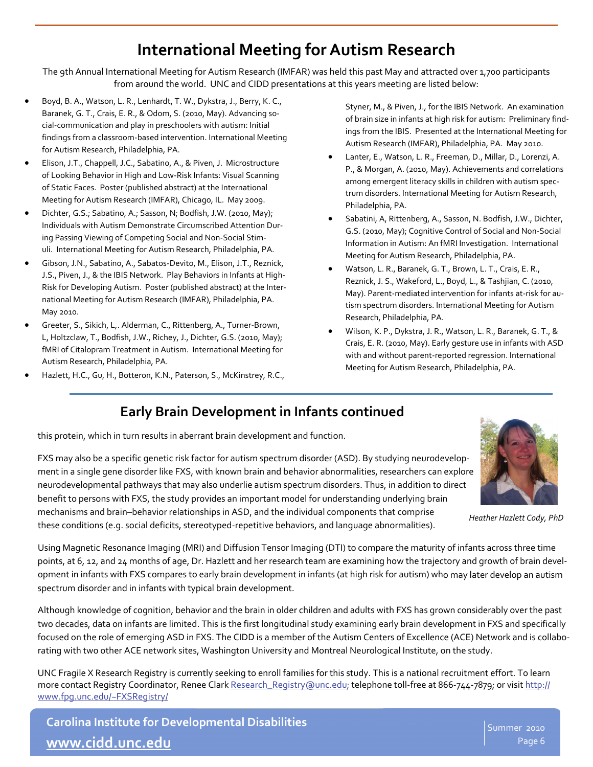## International Meeting for Autism Research

The 9th Annual International Meeting for Autism Research (IMFAR) was held this past May and attracted over 1,700 participants from around the world. UNC and CIDD presentations at this years meeting are listed below:

- Boyd, B. A., Watson, L. R., Lenhardt, T. W., Dykstra, J., Berry, K. C., Baranek, G. T., Crais, E. R., & Odom, S. (2010, May). Advancing social-communication and play in preschoolers with autism: Initial findings from a classroom-based intervention. International Meeting for Autism Research, Philadelphia, PA.
- Elison, J.T., Chappell, J.C., Sabatino, A., & Piven, J. Microstructure of Looking Behavior in High and Low-Risk Infants: Visual Scanning of Static Faces. Poster (published abstract) at the International Meeting for Autism Research (IMFAR), Chicago, IL. May 2009.
- Dichter, G.S.; Sabatino, A.; Sasson, N; Bodfish, J.W. (2010, May); Individuals with Autism Demonstrate Circumscribed Attention During Passing Viewing of Competing Social and Non-Social Stimuli. International Meeting for Autism Research, Philadelphia, PA.
- Gibson, J.N., Sabatino, A., Sabatos-Devito, M., Elison, J.T., Reznick, J.S., Piven, J., & the IBIS Network. Play Behaviors in Infants at High-Risk for Developing Autism. Poster (published abstract) at the International Meeting for Autism Research (IMFAR), Philadelphia, PA. May 2010.
- Greeter, S., Sikich, L,. Alderman, C., Rittenberg, A., Turner-Brown, L, Holtzclaw, T., Bodfish, J.W., Richey, J., Dichter, G.S. (2010, May); fMRI of Citalopram Treatment in Autism. International Meeting for Autism Research, Philadelphia, PA.
- Hazlett, H.C., Gu, H., Botteron, K.N., Paterson, S., McKinstrey, R.C., Styner, M., & Piven, J., for the IBIS Network. An examination of brain size in infants at high risk for autism: Preliminary findings from the IBIS. Presented at the International Meeting for Autism Research (IMFAR), Philadelphia, PA. May 2010.
- Lanter, E., Watson, L. R., Freeman, D., Millar, D., Lorenzi, A. P., & Morgan, A. (2010, May). Achievements and correlations among emergent literacy skills in children with autism spectrum disorders. International Meeting for Autism Research, Philadelphia, PA.
- Sabatini, A, Rittenberg, A., Sasson, N. Bodfish, J.W., Dichter, G.S. (2010, May); Cognitive Control of Social and Non-Social Information in Autism: An fMRI Investigation. International Meeting for Autism Research, Philadelphia, PA.
- Watson, L. R., Baranek, G. T., Brown, L. T., Crais, E. R., Reznick, J. S., Wakeford, L., Boyd, L., & Tashjian, C. (2010, May). Parent-mediated intervention for infants at-risk for autism spectrum disorders. International Meeting for Autism Research, Philadelphia, PA.
- Wilson, K. P., Dykstra, J. R., Watson, L. R., Baranek, G. T., & Crais, E. R. (2010, May). Early gesture use in infants with ASD with and without parent-reported regression. International Meeting for Autism Research, Philadelphia, PA.

## Early Brain Development in Infants continued

this protein, which in turn results in aberrant brain development and function.

FXS may also be a specific genetic risk factor for autism spectrum disorder (ASD). By studying neurodevelopment in a single gene disorder like FXS, with known brain and behavior abnormalities, researchers can explore neurodevelopmental pathways that may also underlie autism spectrum disorders. Thus, in addition to direct benefit to persons with FXS, the study provides an important model for understanding underlying brain mechanisms and brain–behavior relationships in ASD, and the individual components that comprise these conditions (e.g. social deficits, stereotyped-repetitive behaviors, and language abnormalities).

*Heather Hazlett Cody, PhD*

Using Magnetic Resonance Imaging (MRI) and Diffusion Tensor Imaging (DTI) to compare the maturity of infants across three time points, at 6, 12, and 24 months of age, Dr. Hazlett and her research team are examining how the trajectory and growth of brain development in infants with FXS compares to early brain development in infants (at high risk for autism) who may later develop an autism spectrum disorder and in infants with typical brain development.

Although knowledge of cognition, behavior and the brain in older children and adults with FXS has grown considerably over the past two decades, data on infants are limited. This is the first longitudinal study examining early brain development in FXS and specifically focused on the role of emerging ASD in FXS. The CIDD is a member of the Autism Centers of Excellence (ACE) Network and is collaborating with two other ACE network sites, Washington University and Montreal Neurological Institute, on the study.

UNC Fragile X Research Registry is currently seeking to enroll families for this study. This is a national recruitment effort. To learn more contact Registry Coordinator, Renee Clark Research_Registry@unc.edu; telephone toll-free at 866-744-7879; or visit http://www.fpg.unc.edu/~FXSRegistry/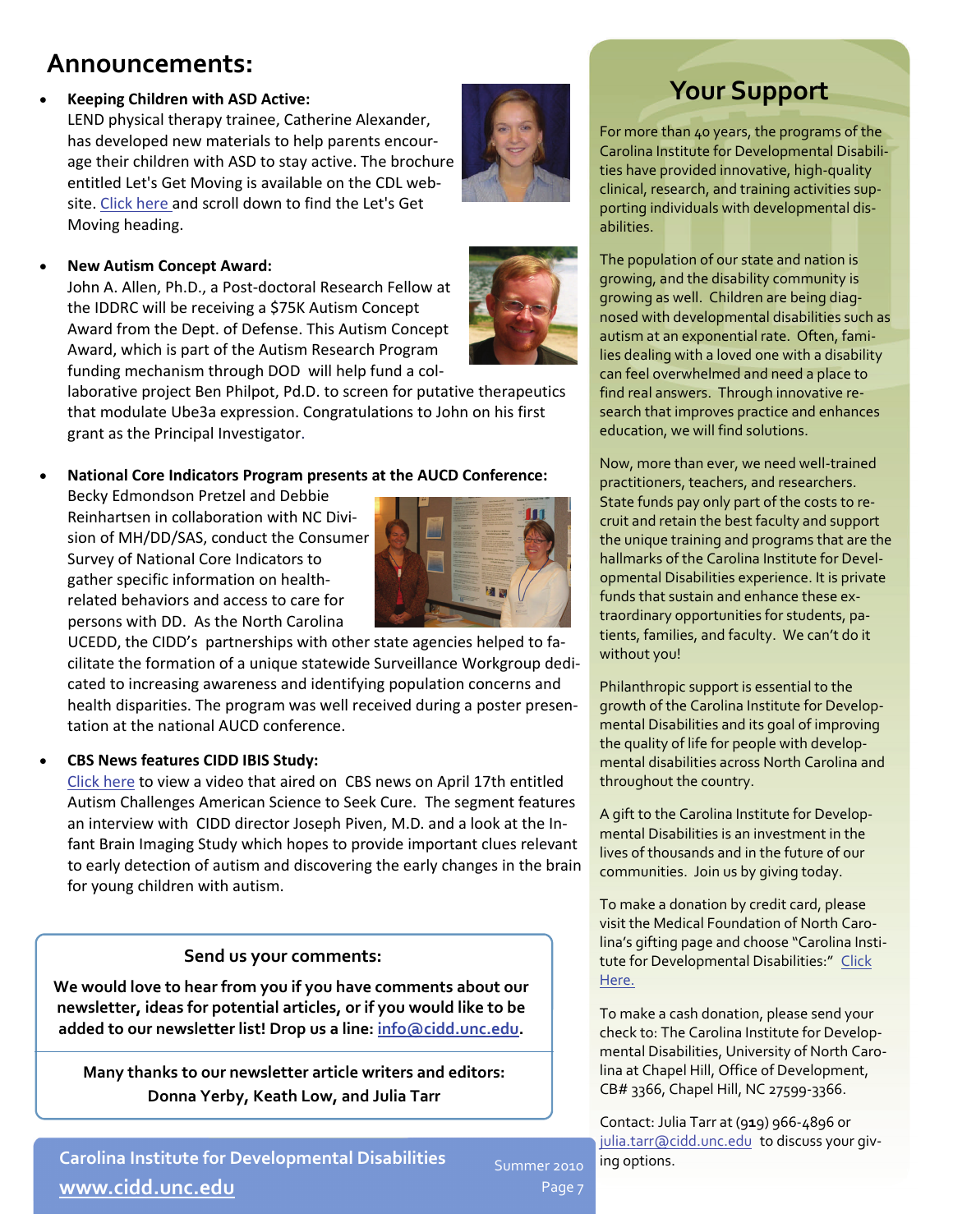## Announcements:

- **Keeping Children with ASD Active:**
  LEND physical therapy trainee, Catherine Alexander, has developed new materials to help parents encourage their children with ASD to stay active. The brochure entitled Let's Get Moving is available on the CDL website. Click here and scroll down to find the Let's Get Moving heading.

- **New Autism Concept Award:**
  John A. Allen, Ph.D., a Post-doctoral Research Fellow at the IDDRC will be receiving a $75K Autism Concept Award from the Dept. of Defense. This Autism Concept Award, which is part of the Autism Research Program funding mechanism through DOD will help fund a collaborative project Ben Philpot, Pd.D. to screen for putative therapeutics that modulate Ube3a expression. Congratulations to John on his first grant as the Principal Investigator.

- **National Core Indicators Program presents at the AUCD Conference:**
  Becky Edmondson Pretzel and Debbie Reinhartsen in collaboration with NC Division of MH/DD/SAS, conduct the Consumer Survey of National Core Indicators to gather specific information on health-related behaviors and access to care for persons with DD. As the North Carolina UCEDD, the CIDD's partnerships with other state agencies helped to facilitate the formation of a unique statewide Surveillance Workgroup dedicated to increasing awareness and identifying population concerns and health disparities. The program was well received during a poster presentation at the national AUCD conference.

- **CBS News features CIDD IBIS Study:**
  Click here to view a video that aired on CBS news on April 17th entitled Autism Challenges American Science to Seek Cure. The segment features an interview with CIDD director Joseph Piven, M.D. and a look at the Infant Brain Imaging Study which hopes to provide important clues relevant to early detection of autism and discovering the early changes in the brain for young children with autism.

### Send us your comments:

**We would love to hear from you if you have comments about our newsletter, ideas for potential articles, or if you would like to be added to our newsletter list! Drop us a line: info@cidd.unc.edu.**

**Many thanks to our newsletter article writers and editors: Donna Yerby, Keath Low, and Julia Tarr**

## Your Support

For more than 40 years, the programs of the Carolina Institute for Developmental Disabilities have provided innovative, high-quality clinical, research, and training activities supporting individuals with developmental disabilities.

The population of our state and nation is growing, and the disability community is growing as well. Children are being diagnosed with developmental disabilities such as autism at an exponential rate. Often, families dealing with a loved one with a disability can feel overwhelmed and need a place to find real answers. Through innovative research that improves practice and enhances education, we will find solutions.

Now, more than ever, we need well-trained practitioners, teachers, and researchers. State funds pay only part of the costs to recruit and retain the best faculty and support the unique training and programs that are the hallmarks of the Carolina Institute for Developmental Disabilities experience. It is private funds that sustain and enhance these extraordinary opportunities for students, patients, families, and faculty. We can't do it without you!

Philanthropic support is essential to the growth of the Carolina Institute for Developmental Disabilities and its goal of improving the quality of life for people with developmental disabilities across North Carolina and throughout the country.

A gift to the Carolina Institute for Developmental Disabilities is an investment in the lives of thousands and in the future of our communities. Join us by giving today.

To make a donation by credit card, please visit the Medical Foundation of North Carolina's gifting page and choose "Carolina Institute for Developmental Disabilities:" Click Here.

To make a cash donation, please send your check to: The Carolina Institute for Developmental Disabilities, University of North Carolina at Chapel Hill, Office of Development, CB# 3366, Chapel Hill, NC 27599-3366.

Contact: Julia Tarr at (919) 966-4896 or julia.tarr@cidd.unc.edu to discuss your giving options.

**Carolina Institute for Developmental Disabilities**
**www.cidd.unc.edu**
Summer 2010